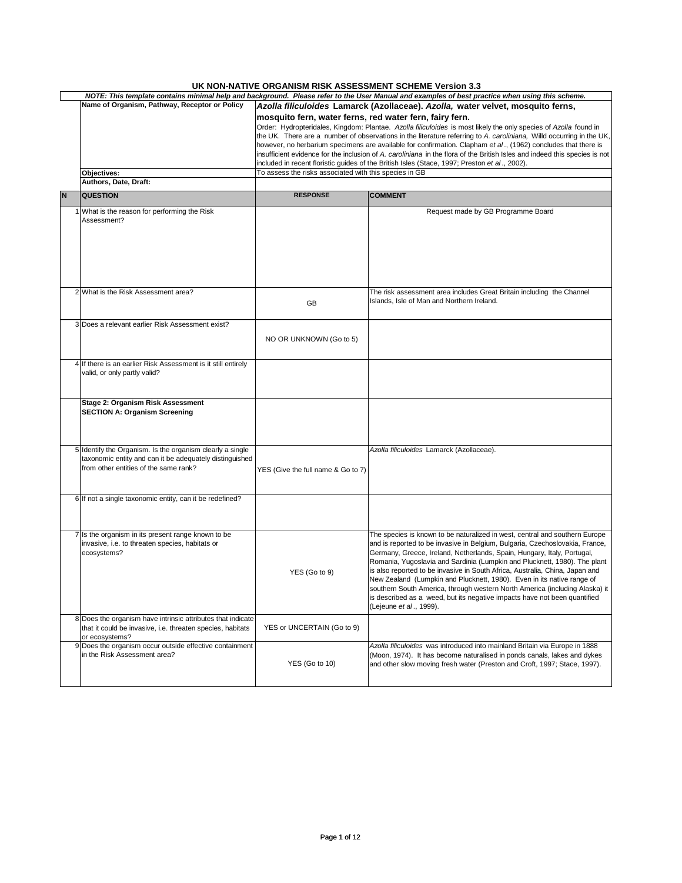# UK NON-NATIVE ORGANISM RISK ASSESSMENT SCHEME Version 3.3

***NOTE: This template contains minimal help and background. Please refer to the User Manual and examples of best practice when using this scheme.***

| | | |
|---|---|---|
| **Name of Organism, Pathway, Receptor or Policy** | ***Azolla filiculoides*** **Lamarck (Azollaceae).** ***Azolla,*** **water velvet, mosquito ferns, mosquito fern, water ferns, red water fern, fairy fern.** Order: Hydropteridales, Kingdom: Plantae. *Azolla filiculoides* is most likely the only species of *Azolla* found in the UK. There are a number of observations in the literature referring to *A. caroliniana,* Willd occurring in the UK, however, no herbarium specimens are available for confirmation. Clapham *et al*., (1962) concludes that there is insufficient evidence for the inclusion of *A. caroliniana* in the flora of the British Isles and indeed this species is not included in recent floristic guides of the British Isles (Stace, 1997; Preston *et al*., 2002). | |
| **Objectives:** | To assess the risks associated with this species in GB | |
| **Authors, Date, Draft:** | | |

| N | QUESTION | RESPONSE | COMMENT |
|---|---|---|---|
| 1 | What is the reason for performing the Risk Assessment? | | Request made by GB Programme Board |
| 2 | What is the Risk Assessment area? | GB | The risk assessment area includes Great Britain including the Channel Islands, Isle of Man and Northern Ireland. |
| 3 | Does a relevant earlier Risk Assessment exist? | NO OR UNKNOWN (Go to 5) | |
| 4 | If there is an earlier Risk Assessment is it still entirely valid, or only partly valid? | | |
| | **Stage 2: Organism Risk Assessment** **SECTION A: Organism Screening** | | |
| 5 | Identify the Organism. Is the organism clearly a single taxonomic entity and can it be adequately distinguished from other entities of the same rank? | YES (Give the full name & Go to 7) | *Azolla filiculoides* Lamarck (Azollaceae). |
| 6 | If not a single taxonomic entity, can it be redefined? | | |
| 7 | Is the organism in its present range known to be invasive, i.e. to threaten species, habitats or ecosystems? | YES (Go to 9) | The species is known to be naturalized in west, central and southern Europe and is reported to be invasive in Belgium, Bulgaria, Czechoslovakia, France, Germany, Greece, Ireland, Netherlands, Spain, Hungary, Italy, Portugal, Romania, Yugoslavia and Sardinia (Lumpkin and Plucknett, 1980). The plant is also reported to be invasive in South Africa, Australia, China, Japan and New Zealand (Lumpkin and Plucknett, 1980). Even in its native range of southern South America, through western North America (including Alaska) it is described as a weed, but its negative impacts have not been quantified (Lejeune *et al*., 1999). |
| 8 | Does the organism have intrinsic attributes that indicate that it could be invasive, i.e. threaten species, habitats or ecosystems? | YES or UNCERTAIN (Go to 9) | |
| 9 | Does the organism occur outside effective containment in the Risk Assessment area? | YES (Go to 10) | *Azolla filiculoides* was introduced into mainland Britain via Europe in 1888 (Moon, 1974). It has become naturalised in ponds canals, lakes and dykes and other slow moving fresh water (Preston and Croft, 1997; Stace, 1997). |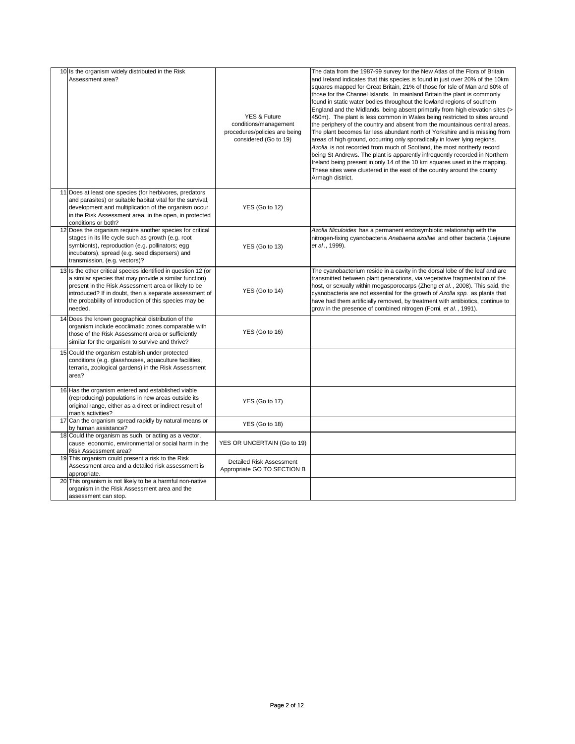| | | | |
|---|---|---|---|
| 10 | Is the organism widely distributed in the Risk Assessment area? | YES & Future conditions/management procedures/policies are being considered (Go to 19) | The data from the 1987-99 survey for the New Atlas of the Flora of Britain and Ireland indicates that this species is found in just over 20% of the 10km squares mapped for Great Britain, 21% of those for Isle of Man and 60% of those for the Channel Islands. In mainland Britain the plant is commonly found in static water bodies throughout the lowland regions of southern England and the Midlands, being absent primarily from high elevation sites (> 450m). The plant is less common in Wales being restricted to sites around the periphery of the country and absent from the mountainous central areas. The plant becomes far less abundant north of Yorkshire and is missing from areas of high ground, occurring only sporadically in lower lying regions. *Azolla* is not recorded from much of Scotland, the most northerly record being St Andrews. The plant is apparently infrequently recorded in Northern Ireland being present in only 14 of the 10 km squares used in the mapping. These sites were clustered in the east of the country around the county Armagh district. |
| 11 | Does at least one species (for herbivores, predators and parasites) or suitable habitat vital for the survival, development and multiplication of the organism occur in the Risk Assessment area, in the open, in protected conditions or both? | YES (Go to 12) | |
| 12 | Does the organism require another species for critical stages in its life cycle such as growth (e.g. root symbionts), reproduction (e.g. pollinators; egg incubators), spread (e.g. seed dispersers) and transmission, (e.g. vectors)? | YES (Go to 13) | *Azolla filiculoides* has a permanent endosymbiotic relationship with the nitrogen-fixing cyanobacteria *Anabaena azollae* and other bacteria (Lejeune *et al*., 1999). |
| 13 | Is the other critical species identified in question 12 (or a similar species that may provide a similar function) present in the Risk Assessment area or likely to be introduced? If in doubt, then a separate assessment of the probability of introduction of this species may be needed. | YES (Go to 14) | The cyanobacterium reside in a cavity in the dorsal lobe of the leaf and are transmitted between plant generations, via vegetative fragmentation of the host, or sexually within megasporocarps (Zheng *et al.*, 2008). This said, the cyanobacteria are not essential for the growth of *Azolla spp.* as plants that have had them artificially removed, by treatment with antibiotics, continue to grow in the presence of combined nitrogen (Forni, *et al.*, 1991). |
| 14 | Does the known geographical distribution of the organism include ecoclimatic zones comparable with those of the Risk Assessment area or sufficiently similar for the organism to survive and thrive? | YES (Go to 16) | |
| 15 | Could the organism establish under protected conditions (e.g. glasshouses, aquaculture facilities, terraria, zoological gardens) in the Risk Assessment area? | | |
| 16 | Has the organism entered and established viable (reproducing) populations in new areas outside its original range, either as a direct or indirect result of man's activities? | YES (Go to 17) | |
| 17 | Can the organism spread rapidly by natural means or by human assistance? | YES (Go to 18) | |
| 18 | Could the organism as such, or acting as a vector, cause economic, environmental or social harm in the Risk Assessment area? | YES OR UNCERTAIN (Go to 19) | |
| 19 | This organism could present a risk to the Risk Assessment area and a detailed risk assessment is appropriate. | Detailed Risk Assessment Appropriate GO TO SECTION B | |
| 20 | This organism is not likely to be a harmful non-native organism in the Risk Assessment area and the assessment can stop. | | |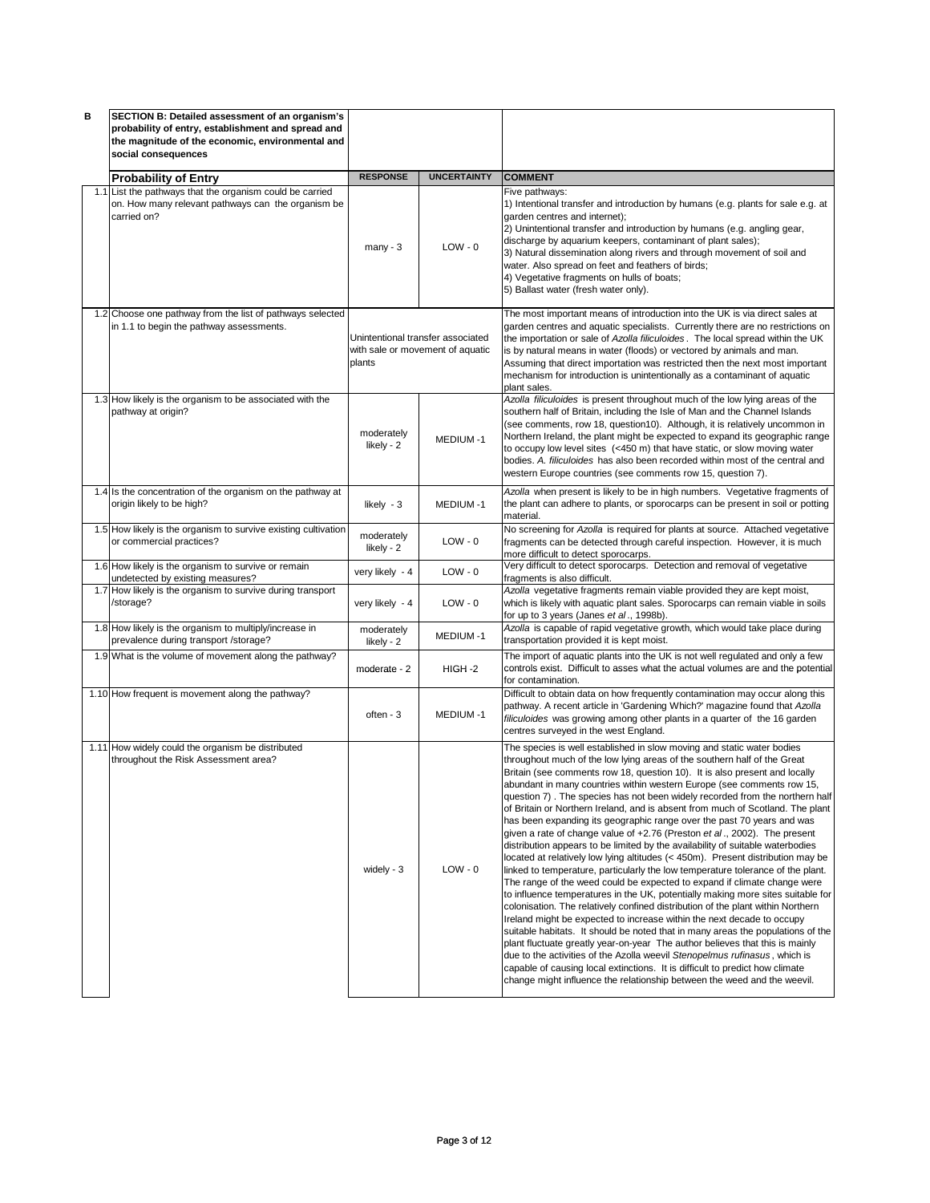| B | SECTION B: Detailed assessment of an organism's probability of entry, establishment and spread and the magnitude of the economic, environmental and social consequences | | | |
|---|---|---|---|---|
| | **Probability of Entry** | **RESPONSE** | **UNCERTAINTY** | **COMMENT** |
| 1.1 | List the pathways that the organism could be carried on. How many relevant pathways can the organism be carried on? | many - 3 | LOW - 0 | Five pathways:<br>1) Intentional transfer and introduction by humans (e.g. plants for sale e.g. at garden centres and internet);<br>2) Unintentional transfer and introduction by humans (e.g. angling gear, discharge by aquarium keepers, contaminant of plant sales);<br>3) Natural dissemination along rivers and through movement of soil and water. Also spread on feet and feathers of birds;<br>4) Vegetative fragments on hulls of boats;<br>5) Ballast water (fresh water only). |
| 1.2 | Choose one pathway from the list of pathways selected in 1.1 to begin the pathway assessments. | Unintentional transfer associated with sale or movement of aquatic plants | | The most important means of introduction into the UK is via direct sales at garden centres and aquatic specialists. Currently there are no restrictions on the importation or sale of *Azolla filiculoides*. The local spread within the UK is by natural means in water (floods) or vectored by animals and man. Assuming that direct importation was restricted then the next most important mechanism for introduction is unintentionally as a contaminant of aquatic plant sales. |
| 1.3 | How likely is the organism to be associated with the pathway at origin? | moderately likely - 2 | MEDIUM -1 | *Azolla filiculoides* is present throughout much of the low lying areas of the southern half of Britain, including the Isle of Man and the Channel Islands (see comments, row 18, question10). Although, it is relatively uncommon in Northern Ireland, the plant might be expected to expand its geographic range to occupy low level sites (<450 m) that have static, or slow moving water bodies. *A. filiculoides* has also been recorded within most of the central and western Europe countries (see comments row 15, question 7). |
| 1.4 | Is the concentration of the organism on the pathway at origin likely to be high? | likely - 3 | MEDIUM -1 | *Azolla* when present is likely to be in high numbers. Vegetative fragments of the plant can adhere to plants, or sporocarps can be present in soil or potting material. |
| 1.5 | How likely is the organism to survive existing cultivation or commercial practices? | moderately likely - 2 | LOW - 0 | No screening for *Azolla* is required for plants at source. Attached vegetative fragments can be detected through careful inspection. However, it is much more difficult to detect sporocarps. |
| 1.6 | How likely is the organism to survive or remain undetected by existing measures? | very likely - 4 | LOW - 0 | Very difficult to detect sporocarps. Detection and removal of vegetative fragments is also difficult. |
| 1.7 | How likely is the organism to survive during transport /storage? | very likely - 4 | LOW - 0 | *Azolla* vegetative fragments remain viable provided they are kept moist, which is likely with aquatic plant sales. Sporocarps can remain viable in soils for up to 3 years (Janes *et al*., 1998b). |
| 1.8 | How likely is the organism to multiply/increase in prevalence during transport /storage? | moderately likely - 2 | MEDIUM -1 | *Azolla* is capable of rapid vegetative growth, which would take place during transportation provided it is kept moist. |
| 1.9 | What is the volume of movement along the pathway? | moderate - 2 | HIGH -2 | The import of aquatic plants into the UK is not well regulated and only a few controls exist. Difficult to asses what the actual volumes are and the potential for contamination. |
| 1.10 | How frequent is movement along the pathway? | often - 3 | MEDIUM -1 | Difficult to obtain data on how frequently contamination may occur along this pathway. A recent article in 'Gardening Which?' magazine found that *Azolla filiculoides* was growing among other plants in a quarter of the 16 garden centres surveyed in the west England. |
| 1.11 | How widely could the organism be distributed throughout the Risk Assessment area? | widely - 3 | LOW - 0 | The species is well established in slow moving and static water bodies throughout much of the low lying areas of the southern half of the Great Britain (see comments row 18, question 10). It is also present and locally abundant in many countries within western Europe (see comments row 15, question 7) . The species has not been widely recorded from the northern half of Britain or Northern Ireland, and is absent from much of Scotland. The plant has been expanding its geographic range over the past 70 years and was given a rate of change value of +2.76 (Preston *et al*., 2002). The present distribution appears to be limited by the availability of suitable waterbodies located at relatively low lying altitudes (< 450m). Present distribution may be linked to temperature, particularly the low temperature tolerance of the plant. The range of the weed could be expected to expand if climate change were to influence temperatures in the UK, potentially making more sites suitable for colonisation. The relatively confined distribution of the plant within Northern Ireland might be expected to increase within the next decade to occupy suitable habitats. It should be noted that in many areas the populations of the plant fluctuate greatly year-on-year The author believes that this is mainly due to the activities of the Azolla weevil *Stenopelmus rufinasus*, which is capable of causing local extinctions. It is difficult to predict how climate change might influence the relationship between the weed and the weevil. |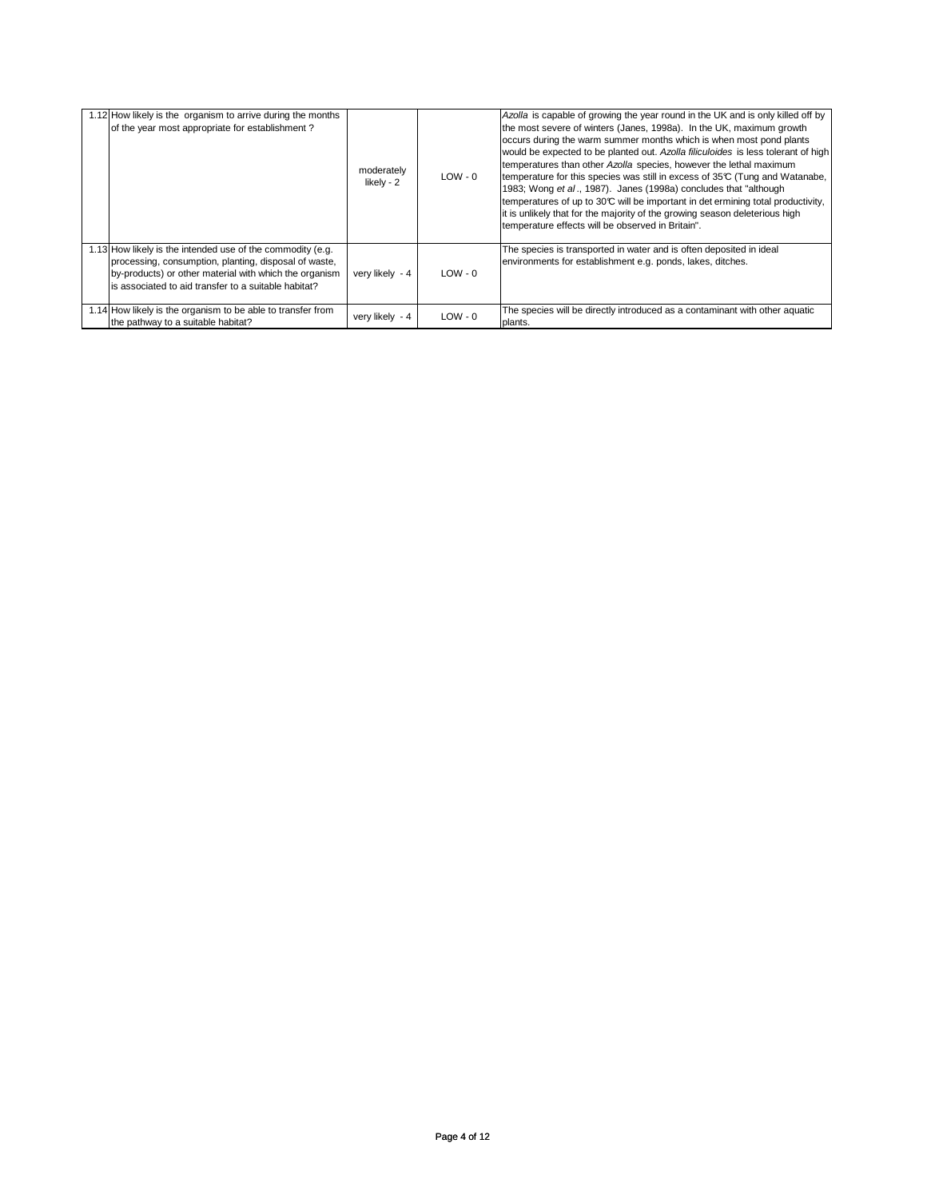| | | | | |
|---|---|---|---|---|
| 1.12 | How likely is the organism to arrive during the months of the year most appropriate for establishment ? | moderately likely - 2 | LOW - 0 | *Azolla* is capable of growing the year round in the UK and is only killed off by the most severe of winters (Janes, 1998a). In the UK, maximum growth occurs during the warm summer months which is when most pond plants would be expected to be planted out. *Azolla filiculoides* is less tolerant of high temperatures than other *Azolla* species, however the lethal maximum temperature for this species was still in excess of 35℃ (Tung and Watanabe, 1983; Wong *et al*., 1987). Janes (1998a) concludes that "although temperatures of up to 30℃ will be important in det ermining total productivity, it is unlikely that for the majority of the growing season deleterious high temperature effects will be observed in Britain". |
| 1.13 | How likely is the intended use of the commodity (e.g. processing, consumption, planting, disposal of waste, by-products) or other material with which the organism is associated to aid transfer to a suitable habitat? | very likely - 4 | LOW - 0 | The species is transported in water and is often deposited in ideal environments for establishment e.g. ponds, lakes, ditches. |
| 1.14 | How likely is the organism to be able to transfer from the pathway to a suitable habitat? | very likely - 4 | LOW - 0 | The species will be directly introduced as a contaminant with other aquatic plants. |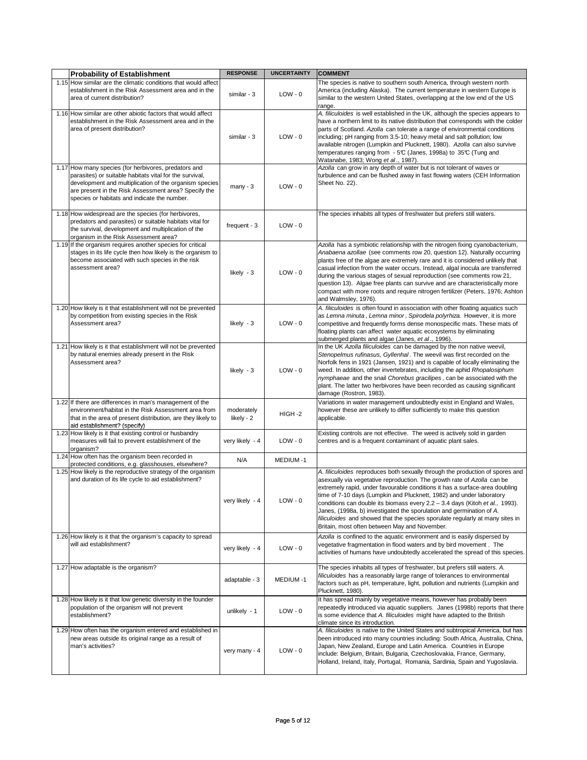| | Probability of Establishment | RESPONSE | UNCERTAINTY | COMMENT |
|---|---|---|---|---|
| 1.15 | How similar are the climatic conditions that would affect establishment in the Risk Assessment area and in the area of current distribution? | similar - 3 | LOW - 0 | The species is native to southern south America, through western north America (including Alaska). The current temperature in western Europe is similar to the western United States, overlapping at the low end of the US range. |
| 1.16 | How similar are other abiotic factors that would affect establishment in the Risk Assessment area and in the area of present distribution? | similar - 3 | LOW - 0 | *A. filiculoides* is well established in the UK, although the species appears to have a northern limit to its native distribution that corresponds with the colder parts of Scotland. *Azolla* can tolerate a range of environmental conditions including; pH ranging from 3.5-10; heavy metal and salt pollution; low available nitrogen (Lumpkin and Plucknett, 1980). *Azolla* can also survive temperatures ranging from - 5°C (Janes, 1998a) to 35°C (Tung and Watanabe, 1983; Wong *et al*., 1987). |
| 1.17 | How many species (for herbivores, predators and parasites) or suitable habitats vital for the survival, development and multiplication of the organism species are present in the Risk Assessment area? Specify the species or habitats and indicate the number. | many - 3 | LOW - 0 | *Azolla* can grow in any depth of water but is not tolerant of waves or turbulence and can be flushed away in fast flowing waters (CEH Information Sheet No. 22). |
| 1.18 | How widespread are the species (for herbivores, predators and parasites) or suitable habitats vital for the survival, development and multiplication of the organism in the Risk Assessment area? | frequent - 3 | LOW - 0 | The species inhabits all types of freshwater but prefers still waters. |
| 1.19 | If the organism requires another species for critical stages in its life cycle then how likely is the organism to become associated with such species in the risk assessment area? | likely - 3 | LOW - 0 | *Azolla* has a symbiotic relationship with the nitrogen fixing cyanobacterium, *Anabaena azollae* (see comments row 20, question 12). Naturally occurring plants free of the algae are extremely rare and it is considered unlikely that casual infection from the water occurs. Instead, algal inocula are transferred during the various stages of sexual reproduction (see comments row 21, question 13). Algae free plants can survive and are characteristically more compact with more roots and require nitrogen fertilizer (Peters, 1976; Ashton and Walmsley, 1976). |
| 1.20 | How likely is it that establishment will not be prevented by competition from existing species in the Risk Assessment area? | likely - 3 | LOW - 0 | *A. filiculoides* is often found in association with other floating aquatics such as *Lemna minuta*, *Lemna minor*, *Spirodela polyrhiza*. However, it is more competitive and frequently forms dense monospecific mats. These mats of floating plants can affect water aquatic ecosystems by eliminating submerged plants and algae (Janes, *et al*., 1996). |
| 1.21 | How likely is it that establishment will not be prevented by natural enemies already present in the Risk Assessment area? | likely - 3 | LOW - 0 | In the UK *Azolla filiculoides* can be damaged by the non native weevil, *Stenopelmus rufinasus, Gyllenhal*. The weevil was first recorded on the Norfolk fens in 1921 (Jansen, 1921) and is capable of locally eliminating the weed. In addition, other invertebrates, including the aphid *Rhopalosiphum nymphaeae* and the snail *Chorebus gracilipes*, can be associated with the plant. The latter two herbivores have been recorded as causing significant damage (Rostron, 1983). |
| 1.22 | If there are differences in man's management of the environment/habitat in the Risk Assessment area from that in the area of present distribution, are they likely to aid establishment? (specify) | moderately likely - 2 | HIGH -2 | Variations in water management undoubtedly exist in England and Wales, however these are unlikely to differ sufficiently to make this question applicable. |
| 1.23 | How likely is it that existing control or husbandry measures will fail to prevent establishment of the organism? | very likely - 4 | LOW - 0 | Existing controls are not effective. The weed is actively sold in garden centres and is a frequent contaminant of aquatic plant sales. |
| 1.24 | How often has the organism been recorded in protected conditions, e.g. glasshouses, elsewhere? | N/A | MEDIUM -1 | |
| 1.25 | How likely is the reproductive strategy of the organism and duration of its life cycle to aid establishment? | very likely - 4 | LOW - 0 | *A. filiculoides* reproduces both sexually through the production of spores and asexually via vegetative reproduction. The growth rate of *Azolla* can be extremely rapid, under favourable conditions it has a surface-area doubling time of 7-10 days (Lumpkin and Plucknett, 1982) and under laboratory conditions can double its biomass every 2.2 – 3.4 days (Kitoh *et al.,* 1993). Janes, (1998a, b) investigated the sporulation and germination of *A. filiculoides* and showed that the species sporulate regularly at many sites in Britain, most often between May and November. |
| 1.26 | How likely is it that the organism's capacity to spread will aid establishment? | very likely - 4 | LOW - 0 | *Azolla* is confined to the aquatic environment and is easily dispersed by vegetative fragmentation in flood waters and by bird movement . The activities of humans have undoubtedly accelerated the spread of this species. |
| 1.27 | How adaptable is the organism? | adaptable - 3 | MEDIUM -1 | The species inhabits all types of freshwater, but prefers still waters. *A. filiculoides* has a reasonably large range of tolerances to environmental factors such as pH, temperature, light, pollution and nutrients (Lumpkin and Plucknett, 1980). |
| 1.28 | How likely is it that low genetic diversity in the founder population of the organism will not prevent establishment? | unlikely - 1 | LOW - 0 | It has spread mainly by vegetative means, however has probably been repeatedly introduced via aquatic suppliers. Janes (1998b) reports that there is some evidence that *A. filiculoides* might have adapted to the British climate since its introduction. |
| 1.29 | How often has the organism entered and established in new areas outside its original range as a result of man's activities? | very many - 4 | LOW - 0 | *A. filiculoides* is native to the United States and subtropical America, but has been introduced into many countries including: South Africa, Australia, China, Japan, New Zealand, Europe and Latin America. Countries in Europe include: Belgium, Britain, Bulgaria, Czechoslovakia, France, Germany, Holland, Ireland, Italy, Portugal, Romania, Sardinia, Spain and Yugoslavia. |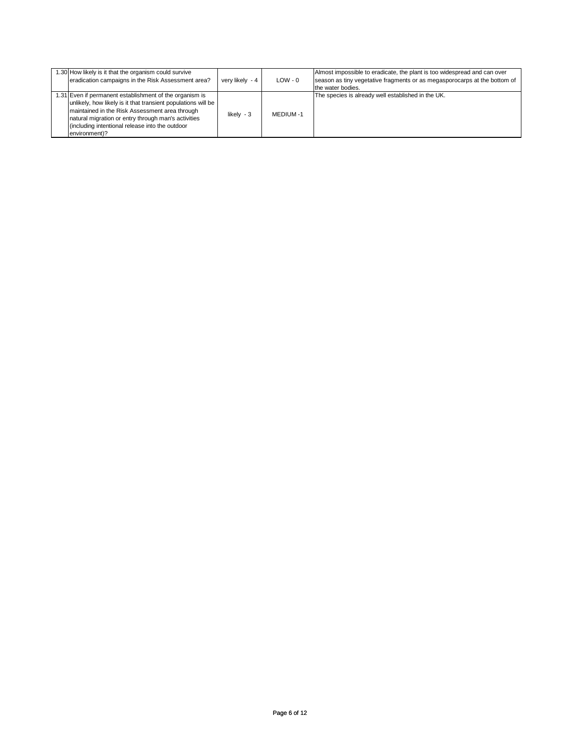| | | | | |
|---|---|---|---|---|
| 1.30 | How likely is it that the organism could survive eradication campaigns in the Risk Assessment area? | very likely - 4 | LOW - 0 | Almost impossible to eradicate, the plant is too widespread and can over season as tiny vegetative fragments or as megasporocarps at the bottom of the water bodies. |
| 1.31 | Even if permanent establishment of the organism is unlikely, how likely is it that transient populations will be maintained in the Risk Assessment area through natural migration or entry through man's activities (including intentional release into the outdoor environment)? | likely - 3 | MEDIUM -1 | The species is already well established in the UK. |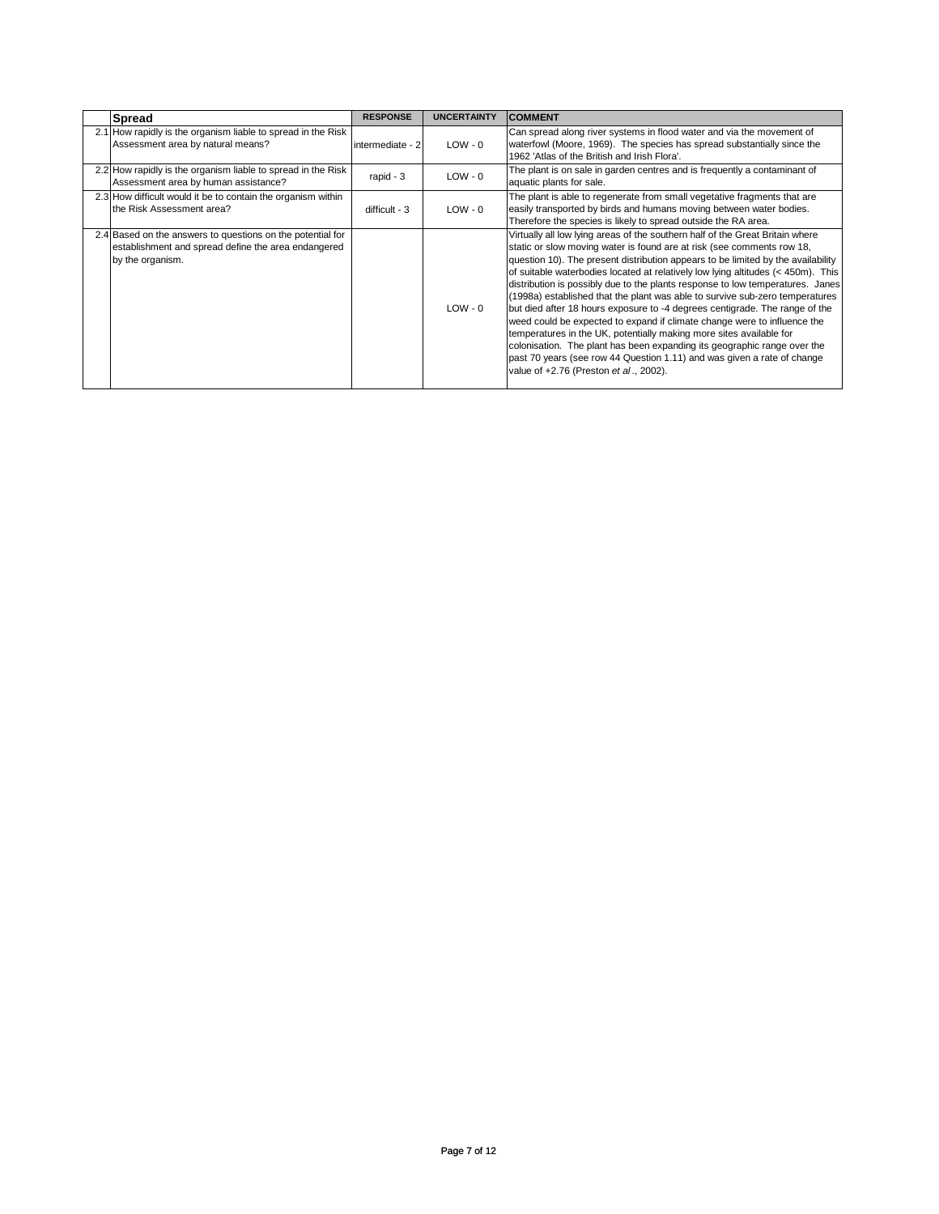| | Spread | RESPONSE | UNCERTAINTY | COMMENT |
|---|---|---|---|---|
| 2.1 | How rapidly is the organism liable to spread in the Risk Assessment area by natural means? | intermediate - 2 | LOW - 0 | Can spread along river systems in flood water and via the movement of waterfowl (Moore, 1969). The species has spread substantially since the 1962 'Atlas of the British and Irish Flora'. |
| 2.2 | How rapidly is the organism liable to spread in the Risk Assessment area by human assistance? | rapid - 3 | LOW - 0 | The plant is on sale in garden centres and is frequently a contaminant of aquatic plants for sale. |
| 2.3 | How difficult would it be to contain the organism within the Risk Assessment area? | difficult - 3 | LOW - 0 | The plant is able to regenerate from small vegetative fragments that are easily transported by birds and humans moving between water bodies. Therefore the species is likely to spread outside the RA area. |
| 2.4 | Based on the answers to questions on the potential for establishment and spread define the area endangered by the organism. | | LOW - 0 | Virtually all low lying areas of the southern half of the Great Britain where static or slow moving water is found are at risk (see comments row 18, question 10). The present distribution appears to be limited by the availability of suitable waterbodies located at relatively low lying altitudes (< 450m). This distribution is possibly due to the plants response to low temperatures. Janes (1998a) established that the plant was able to survive sub-zero temperatures but died after 18 hours exposure to -4 degrees centigrade. The range of the weed could be expected to expand if climate change were to influence the temperatures in the UK, potentially making more sites available for colonisation. The plant has been expanding its geographic range over the past 70 years (see row 44 Question 1.11) and was given a rate of change value of +2.76 (Preston *et al*., 2002). |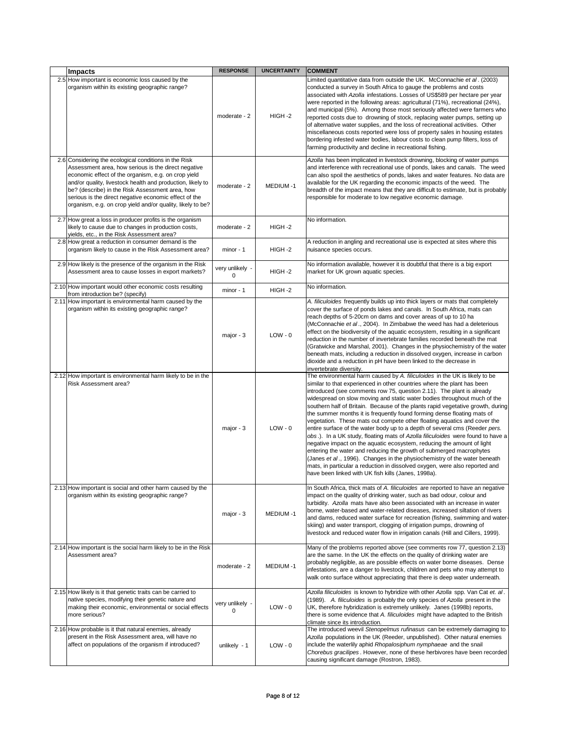| | Impacts | RESPONSE | UNCERTAINTY | COMMENT |
|---|---|---|---|---|
| 2.5 | How important is economic loss caused by the organism within its existing geographic range? | moderate - 2 | HIGH -2 | Limited quantitative data from outside the UK. McConnachie *et al*. (2003) conducted a survey in South Africa to gauge the problems and costs associated with *Azolla* infestations. Losses of US$589 per hectare per year were reported in the following areas: agricultural (71%), recreational (24%), and municipal (5%). Among those most seriously affected were farmers who reported costs due to drowning of stock, replacing water pumps, setting up of alternative water supplies, and the loss of recreational activities. Other miscellaneous costs reported were loss of property sales in housing estates bordering infested water bodies, labour costs to clean pump filters, loss of farming productivity and decline in recreational fishing. |
| 2.6 | Considering the ecological conditions in the Risk Assessment area, how serious is the direct negative economic effect of the organism, e.g. on crop yield and/or quality, livestock health and production, likely to be? (describe) in the Risk Assessment area, how serious is the direct negative economic effect of the organism, e.g. on crop yield and/or quality, likely to be? | moderate - 2 | MEDIUM -1 | *Azolla* has been implicated in livestock drowning, blocking of water pumps and interference with recreational use of ponds, lakes and canals. The weed can also spoil the aesthetics of ponds, lakes and water features. No data are available for the UK regarding the economic impacts of the weed. The breadth of the impact means that they are difficult to estimate, but is probably responsible for moderate to low negative economic damage. |
| 2.7 | How great a loss in producer profits is the organism likely to cause due to changes in production costs, yields, etc., in the Risk Assessment area? | moderate - 2 | HIGH -2 | No information. |
| 2.8 | How great a reduction in consumer demand is the organism likely to cause in the Risk Assessment area? | minor - 1 | HIGH -2 | A reduction in angling and recreational use is expected at sites where this nuisance species occurs. |
| 2.9 | How likely is the presence of the organism in the Risk Assessment area to cause losses in export markets? | very unlikely - 0 | HIGH -2 | No information available, however it is doubtful that there is a big export market for UK grown aquatic species. |
| 2.10 | How important would other economic costs resulting from introduction be? (specify) | minor - 1 | HIGH -2 | No information. |
| 2.11 | How important is environmental harm caused by the organism within its existing geographic range? | major - 3 | LOW - 0 | *A. filiculoides* frequently builds up into thick layers or mats that completely cover the surface of ponds lakes and canals. In South Africa, mats can reach depths of 5-20cm on dams and cover areas of up to 10 ha (McConnachie *et al*., 2004). In Zimbabwe the weed has had a deleterious effect on the biodiversity of the aquatic ecosystem, resulting in a significant reduction in the number of invertebrate families recorded beneath the mat (Gratwicke and Marshal, 2001). Changes in the physiochemistry of the water beneath mats, including a reduction in dissolved oxygen, increase in carbon dioxide and a reduction in pH have been linked to the decrease in invertebrate diversity. |
| 2.12 | How important is environmental harm likely to be in the Risk Assessment area? | major - 3 | LOW - 0 | The environmental harm caused by *A. filiculoides* in the UK is likely to be similar to that experienced in other countries where the plant has been introduced (see comments row 75, question 2.11). The plant is already widespread on slow moving and static water bodies throughout much of the southern half of Britain. Because of the plants rapid vegetative growth, during the summer months it is frequently found forming dense floating mats of vegetation. These mats out compete other floating aquatics and cover the entire surface of the water body up to a depth of several cms (Reeder *pers. obs*.). In a UK study, floating mats of *Azolla filiculoides* were found to have a negative impact on the aquatic ecosystem, reducing the amount of light entering the water and reducing the growth of submerged macrophytes (Janes *et al*., 1996). Changes in the physiochemistry of the water beneath mats, in particular a reduction in dissolved oxygen, were also reported and have been linked with UK fish kills (Janes, 1998a). |
| 2.13 | How important is social and other harm caused by the organism within its existing geographic range? | major - 3 | MEDIUM -1 | In South Africa, thick mats of *A. filiculoides* are reported to have an negative impact on the quality of drinking water, such as bad odour, colour and turbidity. *Azolla* mats have also been associated with an increase in water borne, water-based and water-related diseases, increased siltation of rivers and dams, reduced water surface for recreation (fishing, swimming and water-skiing) and water transport, clogging of irrigation pumps, drowning of livestock and reduced water flow in irrigation canals (Hill and Cillers, 1999). |
| 2.14 | How important is the social harm likely to be in the Risk Assessment area? | moderate - 2 | MEDIUM -1 | Many of the problems reported above (see comments row 77, question 2.13) are the same. In the UK the effects on the quality of drinking water are probably negligible, as are possible effects on water borne diseases. Dense infestations, are a danger to livestock, children and pets who may attempt to walk onto surface without appreciating that there is deep water underneath. |
| 2.15 | How likely is it that genetic traits can be carried to native species, modifying their genetic nature and making their economic, environmental or social effects more serious? | very unlikely - 0 | LOW - 0 | *Azolla filiculoides* is known to hybridize with other *Azolla* spp. Van Cat *et. al*. (1989). *A. filiculoides* is probably the only species of *Azolla* present in the UK, therefore hybridization is extremely unlikely. Janes (1998b) reports, there is some evidence that *A. filiculoides* might have adapted to the British climate since its introduction. |
| 2.16 | How probable is it that natural enemies, already present in the Risk Assessment area, will have no affect on populations of the organism if introduced? | unlikely - 1 | LOW - 0 | The introduced weevil *Stenopelmus rufinasus* can be extremely damaging to *Azolla* populations in the UK (Reeder, unpublished). Other natural enemies include the waterlily aphid *Rhopalosiphum nymphaeae* and the snail *Chorebus gracilipes*. However, none of these herbivores have been recorded causing significant damage (Rostron, 1983). |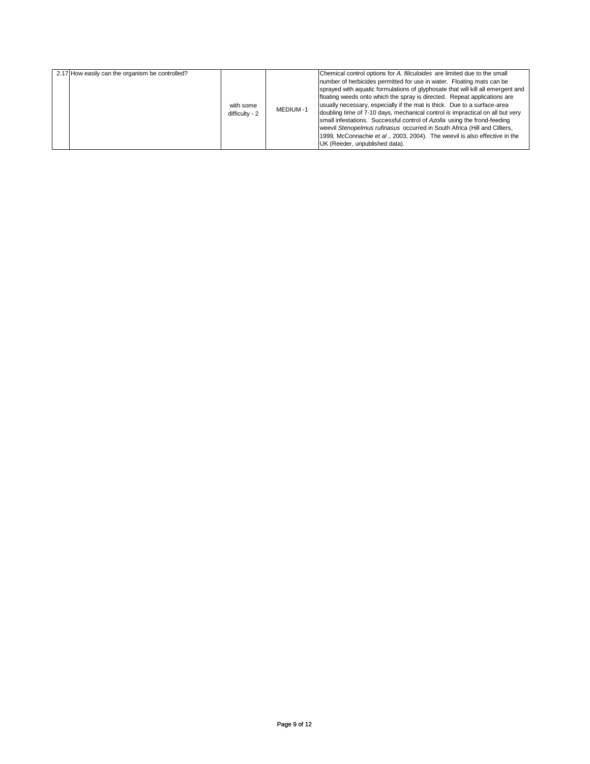| | | | | |
|---|---|---|---|---|
| 2.17 | How easily can the organism be controlled? | with some difficulty - 2 | MEDIUM -1 | Chemical control options for *A. filiculoides* are limited due to the small number of herbicides permitted for use in water. Floating mats can be sprayed with aquatic formulations of glyphosate that will kill all emergent and floating weeds onto which the spray is directed. Repeat applications are usually necessary, especially if the mat is thick. Due to a surface-area doubling time of 7-10 days, mechanical control is impractical on all but very small infestations. Successful control of *Azolla* using the frond-feeding weevil *Stenopelmus rufinasus* occurred in South Africa (Hill and Cilliers, 1999, McConnachie *et al*., 2003, 2004). The weevil is also effective in the UK (Reeder, unpublished data). |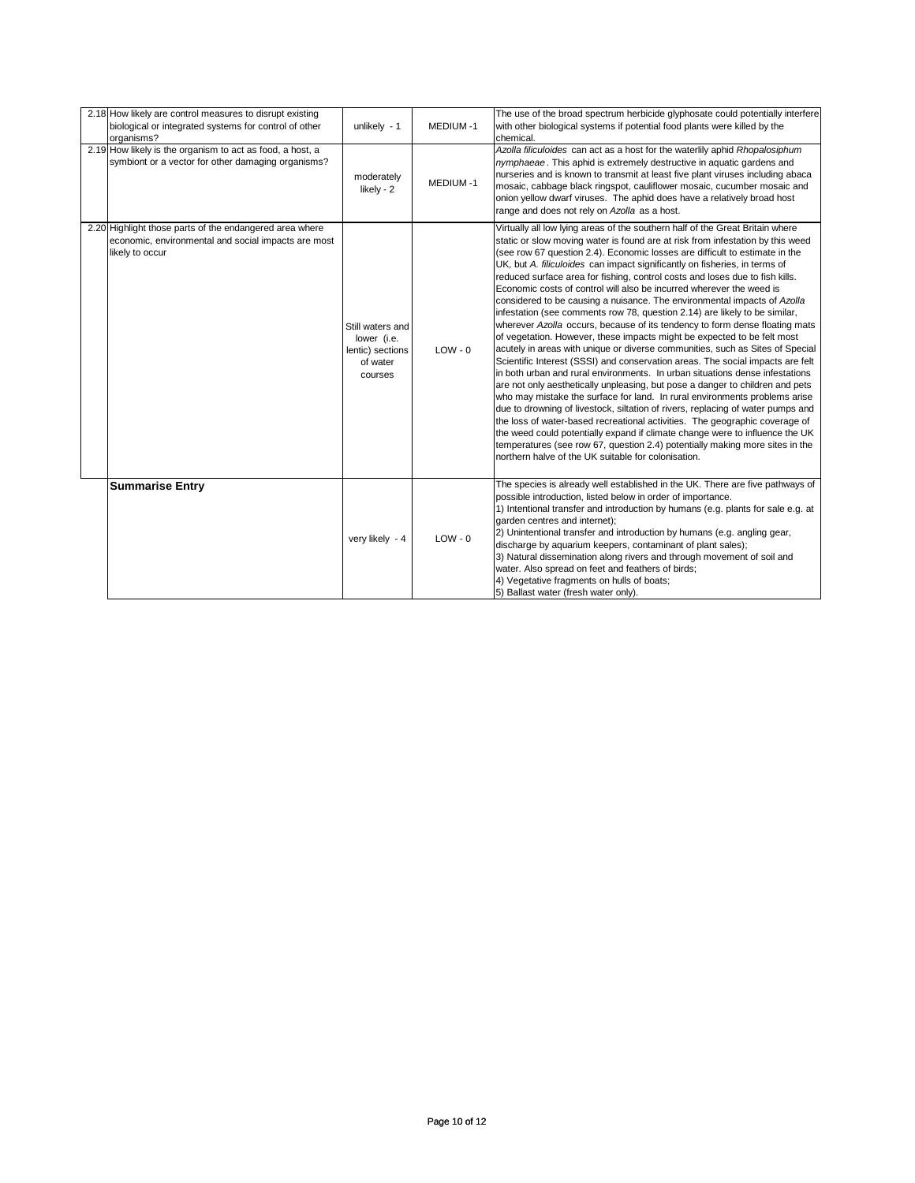| | | | | |
|---|---|---|---|---|
| 2.18 | How likely are control measures to disrupt existing biological or integrated systems for control of other organisms? | unlikely - 1 | MEDIUM -1 | The use of the broad spectrum herbicide glyphosate could potentially interfere with other biological systems if potential food plants were killed by the chemical. |
| 2.19 | How likely is the organism to act as food, a host, a symbiont or a vector for other damaging organisms? | moderately likely - 2 | MEDIUM -1 | *Azolla filiculoides* can act as a host for the waterlily aphid *Rhopalosiphum nymphaeae*. This aphid is extremely destructive in aquatic gardens and nurseries and is known to transmit at least five plant viruses including abaca mosaic, cabbage black ringspot, cauliflower mosaic, cucumber mosaic and onion yellow dwarf viruses. The aphid does have a relatively broad host range and does not rely on *Azolla* as a host. |
| 2.20 | Highlight those parts of the endangered area where economic, environmental and social impacts are most likely to occur | Still waters and lower (i.e. lentic) sections of water courses | LOW - 0 | Virtually all low lying areas of the southern half of the Great Britain where static or slow moving water is found are at risk from infestation by this weed (see row 67 question 2.4). Economic losses are difficult to estimate in the UK, but *A. filiculoides* can impact significantly on fisheries, in terms of reduced surface area for fishing, control costs and loses due to fish kills. Economic costs of control will also be incurred wherever the weed is considered to be causing a nuisance. The environmental impacts of *Azolla* infestation (see comments row 78, question 2.14) are likely to be similar, wherever *Azolla* occurs, because of its tendency to form dense floating mats of vegetation. However, these impacts might be expected to be felt most acutely in areas with unique or diverse communities, such as Sites of Special Scientific Interest (SSSI) and conservation areas. The social impacts are felt in both urban and rural environments. In urban situations dense infestations are not only aesthetically unpleasing, but pose a danger to children and pets who may mistake the surface for land. In rural environments problems arise due to drowning of livestock, siltation of rivers, replacing of water pumps and the loss of water-based recreational activities. The geographic coverage of the weed could potentially expand if climate change were to influence the UK temperatures (see row 67, question 2.4) potentially making more sites in the northern halve of the UK suitable for colonisation. |
| | **Summarise Entry** | very likely - 4 | LOW - 0 | The species is already well established in the UK. There are five pathways of possible introduction, listed below in order of importance.<br>1) Intentional transfer and introduction by humans (e.g. plants for sale e.g. at garden centres and internet);<br>2) Unintentional transfer and introduction by humans (e.g. angling gear, discharge by aquarium keepers, contaminant of plant sales);<br>3) Natural dissemination along rivers and through movement of soil and water. Also spread on feet and feathers of birds;<br>4) Vegetative fragments on hulls of boats;<br>5) Ballast water (fresh water only). |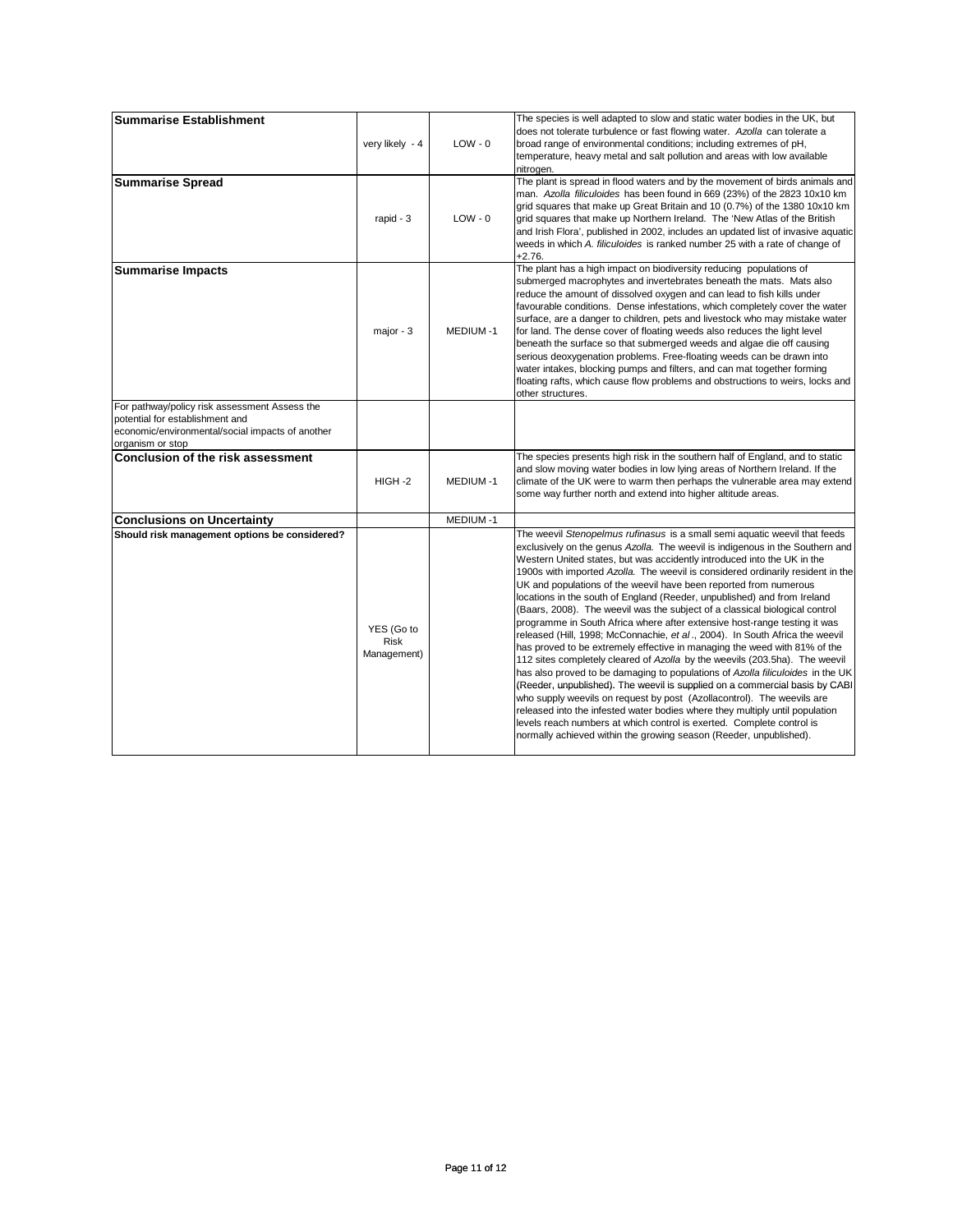| | | | |
|---|---|---|---|
| **Summarise Establishment** | very likely - 4 | LOW - 0 | The species is well adapted to slow and static water bodies in the UK, but does not tolerate turbulence or fast flowing water. *Azolla* can tolerate a broad range of environmental conditions; including extremes of pH, temperature, heavy metal and salt pollution and areas with low available nitrogen. |
| **Summarise Spread** | rapid - 3 | LOW - 0 | The plant is spread in flood waters and by the movement of birds animals and man. *Azolla filiculoides* has been found in 669 (23%) of the 2823 10x10 km grid squares that make up Great Britain and 10 (0.7%) of the 1380 10x10 km grid squares that make up Northern Ireland. The 'New Atlas of the British and Irish Flora', published in 2002, includes an updated list of invasive aquatic weeds in which *A. filiculoides* is ranked number 25 with a rate of change of +2.76. |
| **Summarise Impacts** | major - 3 | MEDIUM -1 | The plant has a high impact on biodiversity reducing populations of submerged macrophytes and invertebrates beneath the mats. Mats also reduce the amount of dissolved oxygen and can lead to fish kills under favourable conditions. Dense infestations, which completely cover the water surface, are a danger to children, pets and livestock who may mistake water for land. The dense cover of floating weeds also reduces the light level beneath the surface so that submerged weeds and algae die off causing serious deoxygenation problems. Free-floating weeds can be drawn into water intakes, blocking pumps and filters, and can mat together forming floating rafts, which cause flow problems and obstructions to weirs, locks and other structures. |
| For pathway/policy risk assessment Assess the potential for establishment and economic/environmental/social impacts of another organism or stop | | | |
| **Conclusion of the risk assessment** | HIGH -2 | MEDIUM -1 | The species presents high risk in the southern half of England, and to static and slow moving water bodies in low lying areas of Northern Ireland. If the climate of the UK were to warm then perhaps the vulnerable area may extend some way further north and extend into higher altitude areas. |
| **Conclusions on Uncertainty** | | MEDIUM -1 | |
| **Should risk management options be considered?** | YES (Go to Risk Management) | | The weevil *Stenopelmus rufinasus* is a small semi aquatic weevil that feeds exclusively on the genus *Azolla.* The weevil is indigenous in the Southern and Western United states, but was accidently introduced into the UK in the 1900s with imported *Azolla.* The weevil is considered ordinarily resident in the UK and populations of the weevil have been reported from numerous locations in the south of England (Reeder, unpublished) and from Ireland (Baars, 2008). The weevil was the subject of a classical biological control programme in South Africa where after extensive host-range testing it was released (Hill, 1998; McConnachie, *et al*., 2004). In South Africa the weevil has proved to be extremely effective in managing the weed with 81% of the 112 sites completely cleared of *Azolla* by the weevils (203.5ha). The weevil has also proved to be damaging to populations of *Azolla filiculoides* in the UK (Reeder, unpublished). The weevil is supplied on a commercial basis by CABI who supply weevils on request by post (Azollacontrol). The weevils are released into the infested water bodies where they multiply until population levels reach numbers at which control is exerted. Complete control is normally achieved within the growing season (Reeder, unpublished). |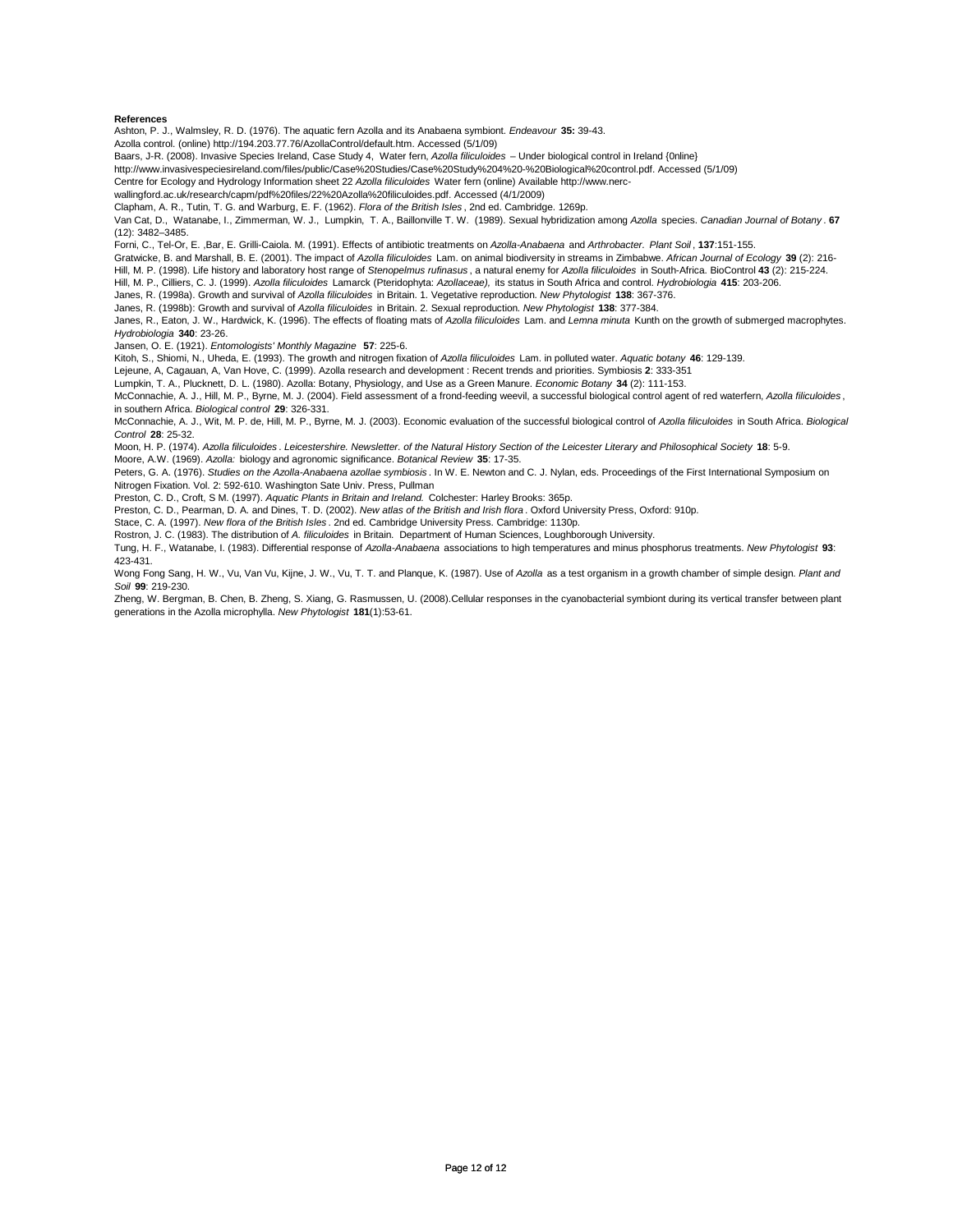**References**

Ashton, P. J., Walmsley, R. D. (1976). The aquatic fern Azolla and its Anabaena symbiont. *Endeavour* **35:** 39-43.

Azolla control. (online) http://194.203.77.76/AzollaControl/default.htm. Accessed (5/1/09)

Baars, J-R. (2008). Invasive Species Ireland, Case Study 4, Water fern, *Azolla filiculoides* – Under biological control in Ireland {0nline} http://www.invasivespeciesireland.com/files/public/Case%20Studies/Case%20Study%204%20-%20Biological%20control.pdf. Accessed (5/1/09)

Centre for Ecology and Hydrology Information sheet 22 *Azolla filiculoides* Water fern (online) Available http://www.nerc-wallingford.ac.uk/research/capm/pdf%20files/22%20Azolla%20filiculoides.pdf. Accessed (4/1/2009)

Clapham, A. R., Tutin, T. G. and Warburg, E. F. (1962). *Flora of the British Isles*, 2nd ed. Cambridge. 1269p.

Van Cat, D., Watanabe, I., Zimmerman, W. J., Lumpkin, T. A., Baillonville T. W. (1989). Sexual hybridization among *Azolla* species. *Canadian Journal of Botany*. **67** (12): 3482–3485.

Forni, C., Tel-Or, E. ,Bar, E. Grilli-Caiola. M. (1991). Effects of antibiotic treatments on *Azolla-Anabaena* and *Arthrobacter. Plant Soil*, **137**:151-155.

Gratwicke, B. and Marshall, B. E. (2001). The impact of *Azolla filiculoides* Lam. on animal biodiversity in streams in Zimbabwe. *African Journal of Ecology* **39** (2): 216-

Hill, M. P. (1998). Life history and laboratory host range of *Stenopelmus rufinasus*, a natural enemy for *Azolla filiculoides* in South-Africa. BioControl **43** (2): 215-224.

Hill, M. P., Cilliers, C. J. (1999). *Azolla filiculoides* Lamarck (Pteridophyta: *Azollaceae),* its status in South Africa and control. *Hydrobiologia* **415**: 203-206.

Janes, R. (1998a). Growth and survival of *Azolla filiculoides* in Britain. 1. Vegetative reproduction. *New Phytologist* **138**: 367-376.

Janes, R. (1998b): Growth and survival of *Azolla filiculoides* in Britain. 2. Sexual reproduction. *New Phytologist* **138**: 377-384.

Janes, R., Eaton, J. W., Hardwick, K. (1996). The effects of floating mats of *Azolla filiculoides* Lam. and *Lemna minuta* Kunth on the growth of submerged macrophytes. *Hydrobiologia* **340**: 23-26.

Jansen, O. E. (1921). *Entomologists' Monthly Magazine* **57**: 225-6.

Kitoh, S., Shiomi, N., Uheda, E. (1993). The growth and nitrogen fixation of *Azolla filiculoides* Lam. in polluted water. *Aquatic botany* **46**: 129-139.

Lejeune, A, Cagauan, A, Van Hove, C. (1999). Azolla research and development : Recent trends and priorities. Symbiosis **2**: 333-351

Lumpkin, T. A., Plucknett, D. L. (1980). Azolla: Botany, Physiology, and Use as a Green Manure. *Economic Botany* **34** (2): 111-153.

McConnachie, A. J., Hill, M. P., Byrne, M. J. (2004). Field assessment of a frond-feeding weevil, a successful biological control agent of red waterfern, *Azolla filiculoides*, in southern Africa. *Biological control* **29**: 326-331.

McConnachie, A. J., Wit, M. P. de, Hill, M. P., Byrne, M. J. (2003). Economic evaluation of the successful biological control of *Azolla filiculoides* in South Africa. *Biological Control* **28**: 25-32.

Moon, H. P. (1974). *Azolla filiculoides*. *Leicestershire. Newsletter. of the Natural History Section of the Leicester Literary and Philosophical Society* **18**: 5-9.

Moore, A.W. (1969). *Azolla:* biology and agronomic significance. *Botanical Review* **35**: 17-35.

Peters, G. A. (1976). *Studies on the Azolla-Anabaena azollae symbiosis*. In W. E. Newton and C. J. Nylan, eds. Proceedings of the First International Symposium on Nitrogen Fixation. Vol. 2: 592-610. Washington Sate Univ. Press, Pullman

Preston, C. D., Croft, S M. (1997). *Aquatic Plants in Britain and Ireland.* Colchester: Harley Brooks: 365p.

Preston, C. D., Pearman, D. A. and Dines, T. D. (2002). *New atlas of the British and Irish flora*. Oxford University Press, Oxford: 910p.

Stace, C. A. (1997). *New flora of the British Isles*. 2nd ed. Cambridge University Press. Cambridge: 1130p.

Rostron, J. C. (1983). The distribution of *A. filiculoides* in Britain. Department of Human Sciences, Loughborough University.

Tung, H. F., Watanabe, I. (1983). Differential response of *Azolla-Anabaena* associations to high temperatures and minus phosphorus treatments. *New Phytologist* **93**: 423-431.

Wong Fong Sang, H. W., Vu, Van Vu, Kijne, J. W., Vu, T. T. and Planque, K. (1987). Use of *Azolla* as a test organism in a growth chamber of simple design. *Plant and Soil* **99**: 219-230.

Zheng, W. Bergman, B. Chen, B. Zheng, S. Xiang, G. Rasmussen, U. (2008).Cellular responses in the cyanobacterial symbiont during its vertical transfer between plant generations in the Azolla microphylla. *New Phytologist* **181**(1):53-61.